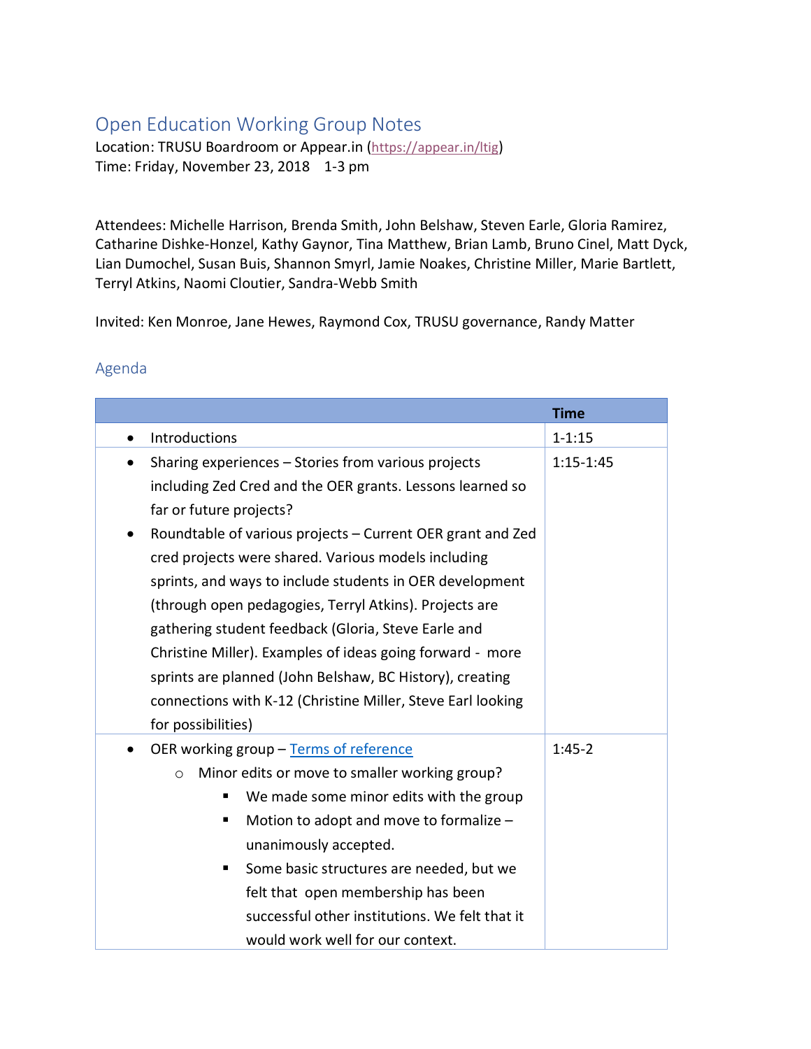# Open Education Working Group Notes

Location: TRUSU Boardroom or Appear.in (https://appear.in/ltig)
Time: Friday, November 23, 2018 1-3 pm

Attendees: Michelle Harrison, Brenda Smith, John Belshaw, Steven Earle, Gloria Ramirez, Catharine Dishke-Honzel, Kathy Gaynor, Tina Matthew, Brian Lamb, Bruno Cinel, Matt Dyck, Lian Dumochel, Susan Buis, Shannon Smyrl, Jamie Noakes, Christine Miller, Marie Bartlett, Terryl Atkins, Naomi Cloutier, Sandra-Webb Smith

Invited: Ken Monroe, Jane Hewes, Raymond Cox, TRUSU governance, Randy Matter

## Agenda

| | Time |
|---|---|
| • Introductions | 1-1:15 |
| • Sharing experiences – Stories from various projects including Zed Cred and the OER grants. Lessons learned so far or future projects?<br>• Roundtable of various projects – Current OER grant and Zed cred projects were shared. Various models including sprints, and ways to include students in OER development (through open pedagogies, Terryl Atkins). Projects are gathering student feedback (Gloria, Steve Earle and Christine Miller). Examples of ideas going forward - more sprints are planned (John Belshaw, BC History), creating connections with K-12 (Christine Miller, Steve Earl looking for possibilities) | 1:15-1:45 |
| • OER working group – Terms of reference<br>&nbsp;&nbsp;&nbsp;&nbsp;○ Minor edits or move to smaller working group?<br>&nbsp;&nbsp;&nbsp;&nbsp;&nbsp;&nbsp;&nbsp;&nbsp;▪ We made some minor edits with the group<br>&nbsp;&nbsp;&nbsp;&nbsp;&nbsp;&nbsp;&nbsp;&nbsp;▪ Motion to adopt and move to formalize – unanimously accepted.<br>&nbsp;&nbsp;&nbsp;&nbsp;&nbsp;&nbsp;&nbsp;&nbsp;▪ Some basic structures are needed, but we felt that open membership has been successful other institutions. We felt that it would work well for our context. | 1:45-2 |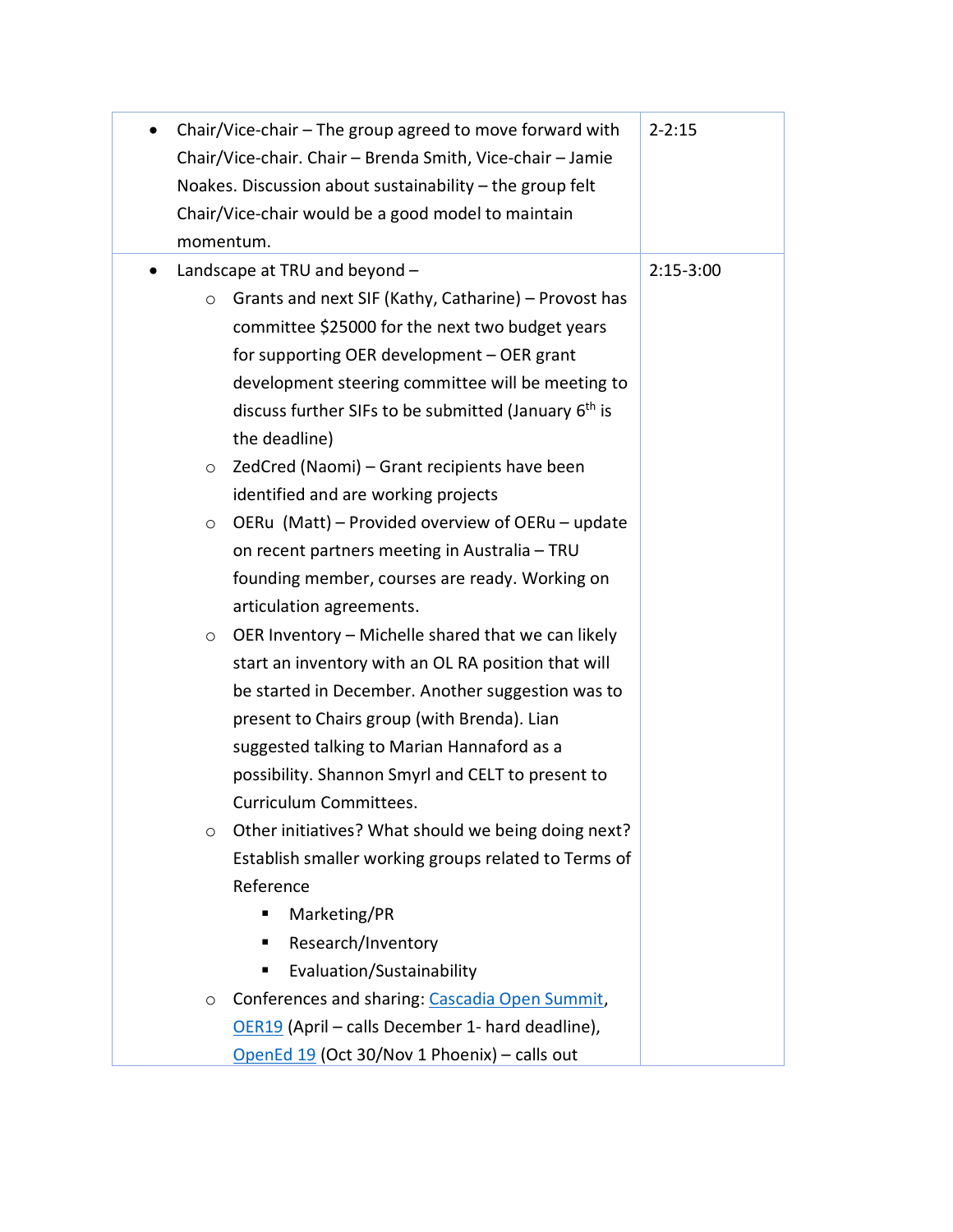| | |
|---|---|
| • Chair/Vice-chair – The group agreed to move forward with Chair/Vice-chair. Chair – Brenda Smith, Vice-chair – Jamie Noakes. Discussion about sustainability – the group felt Chair/Vice-chair would be a good model to maintain momentum. | 2-2:15 |
| • Landscape at TRU and beyond –<br>  ○ Grants and next SIF (Kathy, Catharine) – Provost has committee $25000 for the next two budget years for supporting OER development – OER grant development steering committee will be meeting to discuss further SIFs to be submitted (January 6th is the deadline)<br>  ○ ZedCred (Naomi) – Grant recipients have been identified and are working projects<br>  ○ OERu (Matt) – Provided overview of OERu – update on recent partners meeting in Australia – TRU founding member, courses are ready. Working on articulation agreements.<br>  ○ OER Inventory – Michelle shared that we can likely start an inventory with an OL RA position that will be started in December. Another suggestion was to present to Chairs group (with Brenda). Lian suggested talking to Marian Hannaford as a possibility. Shannon Smyrl and CELT to present to Curriculum Committees.<br>  ○ Other initiatives? What should we being doing next? Establish smaller working groups related to Terms of Reference<br>    ▪ Marketing/PR<br>    ▪ Research/Inventory<br>    ▪ Evaluation/Sustainability<br>  ○ Conferences and sharing: [Cascadia Open Summit](), [OER19]() (April – calls December 1- hard deadline), [OpenEd 19]() (Oct 30/Nov 1 Phoenix) – calls out | 2:15-3:00 |